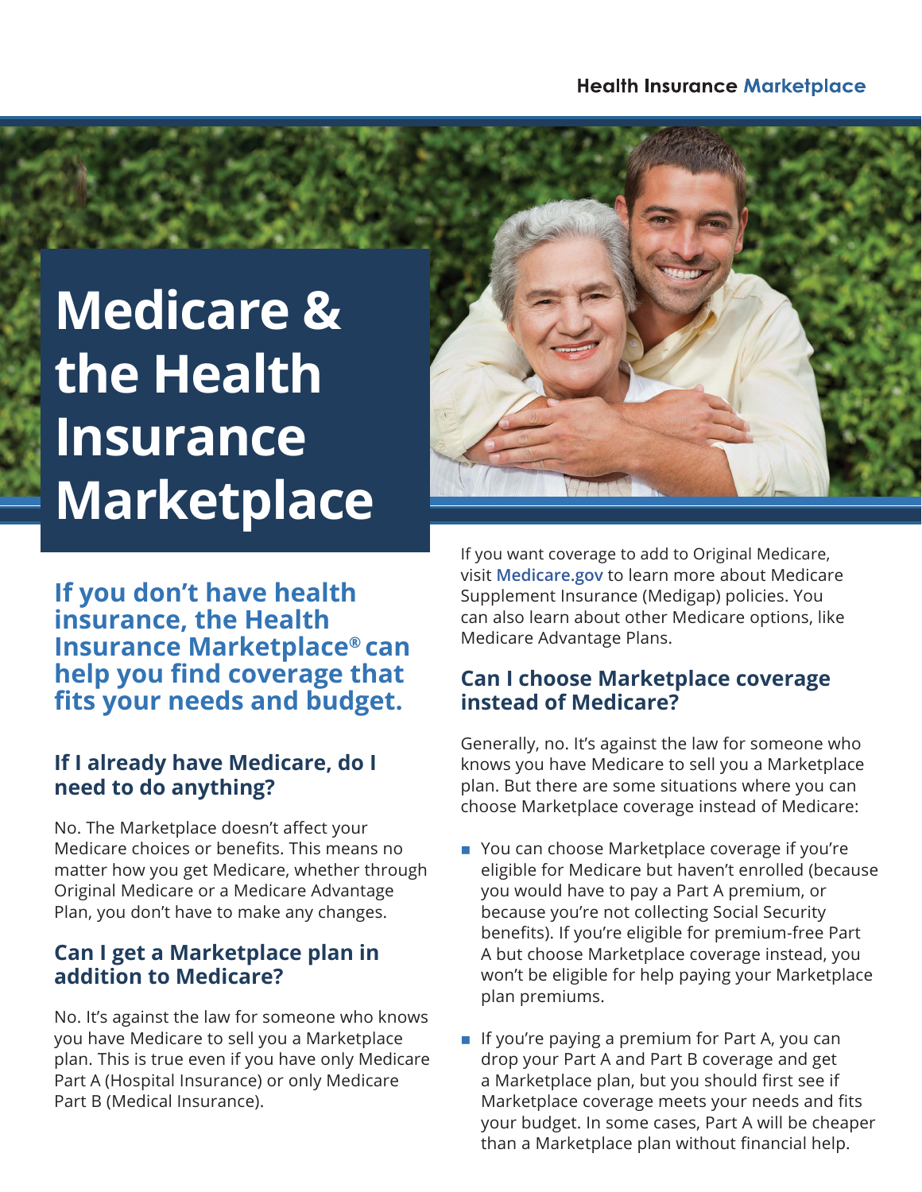Health Insurance Marketplace

# Medicare & the Health Insurance Marketplace

## If you don't have health insurance, the Health Insurance Marketplace® can help you find coverage that fits your needs and budget.

### If I already have Medicare, do I need to do anything?

No. The Marketplace doesn't affect your Medicare choices or benefits. This means no matter how you get Medicare, whether through Original Medicare or a Medicare Advantage Plan, you don't have to make any changes.

### Can I get a Marketplace plan in addition to Medicare?

No. It's against the law for someone who knows you have Medicare to sell you a Marketplace plan. This is true even if you have only Medicare Part A (Hospital Insurance) or only Medicare Part B (Medical Insurance).

If you want coverage to add to Original Medicare, visit **Medicare.gov** to learn more about Medicare Supplement Insurance (Medigap) policies. You can also learn about other Medicare options, like Medicare Advantage Plans.

### Can I choose Marketplace coverage instead of Medicare?

Generally, no. It's against the law for someone who knows you have Medicare to sell you a Marketplace plan. But there are some situations where you can choose Marketplace coverage instead of Medicare:

- You can choose Marketplace coverage if you're eligible for Medicare but haven't enrolled (because you would have to pay a Part A premium, or because you're not collecting Social Security benefits). If you're eligible for premium-free Part A but choose Marketplace coverage instead, you won't be eligible for help paying your Marketplace plan premiums.
- If you're paying a premium for Part A, you can drop your Part A and Part B coverage and get a Marketplace plan, but you should first see if Marketplace coverage meets your needs and fits your budget. In some cases, Part A will be cheaper than a Marketplace plan without financial help.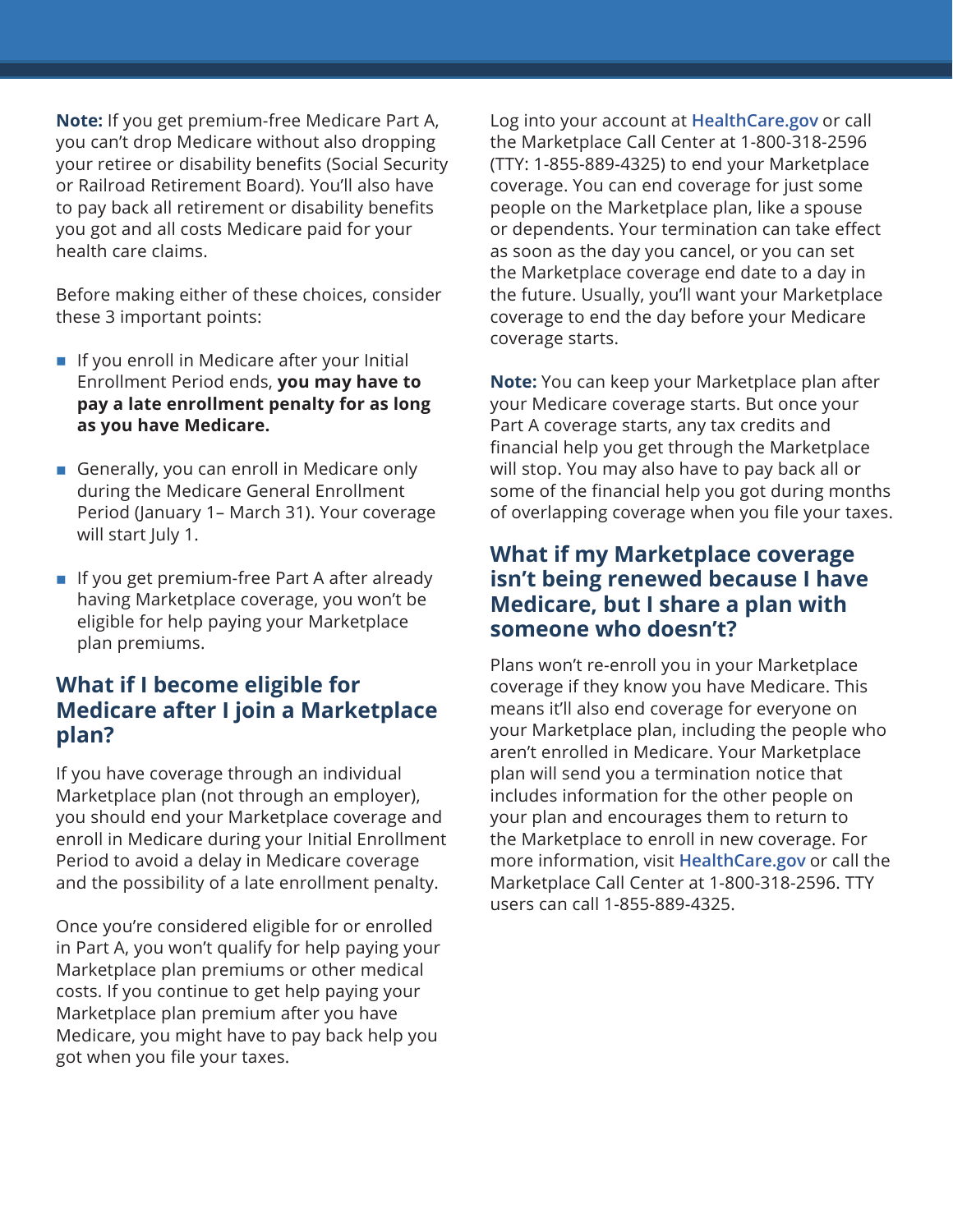**Note:** If you get premium-free Medicare Part A, you can't drop Medicare without also dropping your retiree or disability benefits (Social Security or Railroad Retirement Board). You'll also have to pay back all retirement or disability benefits you got and all costs Medicare paid for your health care claims.

Before making either of these choices, consider these 3 important points:

- If you enroll in Medicare after your Initial Enrollment Period ends, **you may have to pay a late enrollment penalty for as long as you have Medicare.**
- Generally, you can enroll in Medicare only during the Medicare General Enrollment Period (January 1– March 31). Your coverage will start July 1.
- If you get premium-free Part A after already having Marketplace coverage, you won't be eligible for help paying your Marketplace plan premiums.

## What if I become eligible for Medicare after I join a Marketplace plan?

If you have coverage through an individual Marketplace plan (not through an employer), you should end your Marketplace coverage and enroll in Medicare during your Initial Enrollment Period to avoid a delay in Medicare coverage and the possibility of a late enrollment penalty.

Once you're considered eligible for or enrolled in Part A, you won't qualify for help paying your Marketplace plan premiums or other medical costs. If you continue to get help paying your Marketplace plan premium after you have Medicare, you might have to pay back help you got when you file your taxes.

Log into your account at **HealthCare.gov** or call the Marketplace Call Center at 1-800-318-2596 (TTY: 1-855-889-4325) to end your Marketplace coverage. You can end coverage for just some people on the Marketplace plan, like a spouse or dependents. Your termination can take effect as soon as the day you cancel, or you can set the Marketplace coverage end date to a day in the future. Usually, you'll want your Marketplace coverage to end the day before your Medicare coverage starts.

**Note:** You can keep your Marketplace plan after your Medicare coverage starts. But once your Part A coverage starts, any tax credits and financial help you get through the Marketplace will stop. You may also have to pay back all or some of the financial help you got during months of overlapping coverage when you file your taxes.

## What if my Marketplace coverage isn't being renewed because I have Medicare, but I share a plan with someone who doesn't?

Plans won't re-enroll you in your Marketplace coverage if they know you have Medicare. This means it'll also end coverage for everyone on your Marketplace plan, including the people who aren't enrolled in Medicare. Your Marketplace plan will send you a termination notice that includes information for the other people on your plan and encourages them to return to the Marketplace to enroll in new coverage. For more information, visit **HealthCare.gov** or call the Marketplace Call Center at 1-800-318-2596. TTY users can call 1-855-889-4325.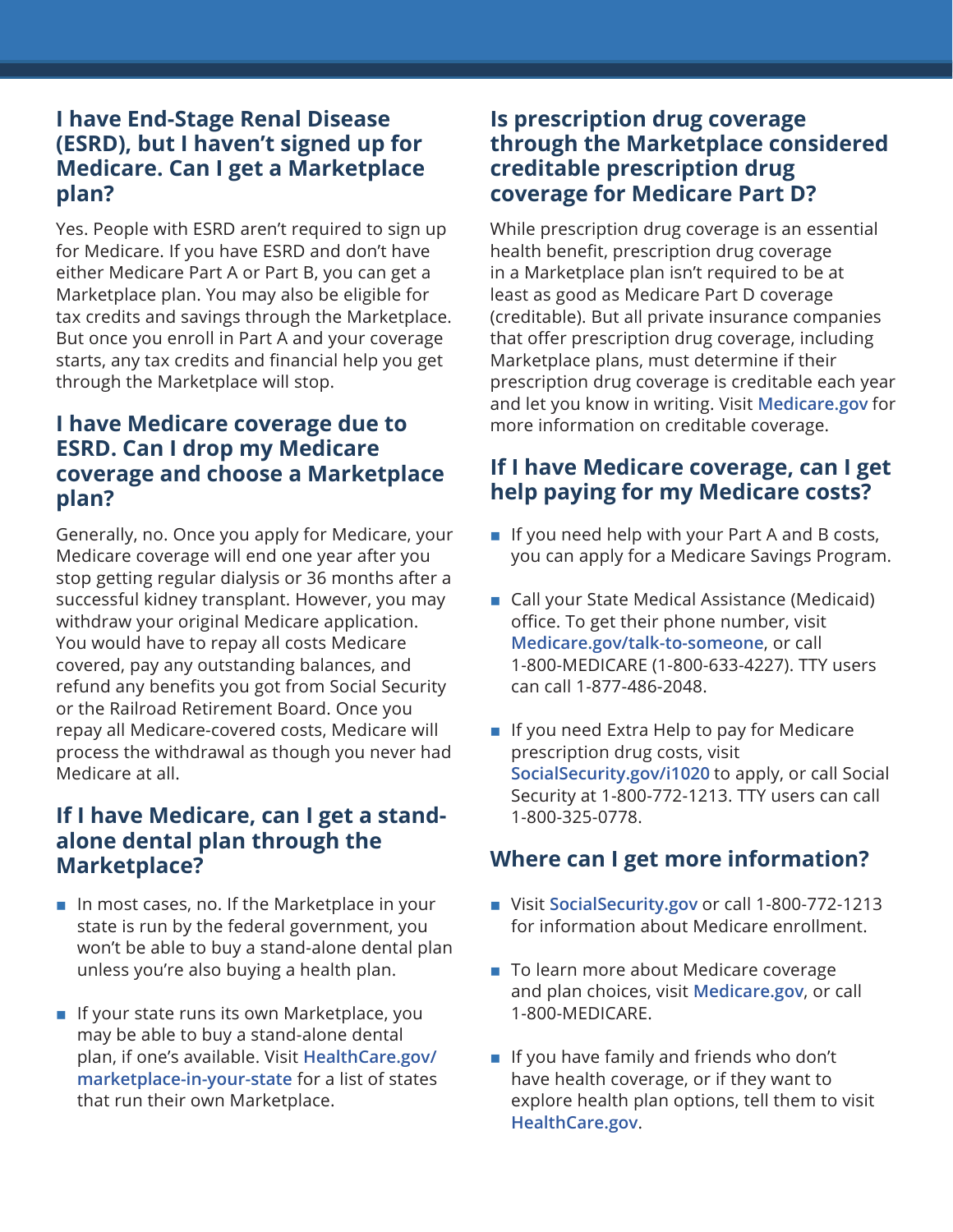## I have End-Stage Renal Disease (ESRD), but I haven't signed up for Medicare. Can I get a Marketplace plan?

Yes. People with ESRD aren't required to sign up for Medicare. If you have ESRD and don't have either Medicare Part A or Part B, you can get a Marketplace plan. You may also be eligible for tax credits and savings through the Marketplace. But once you enroll in Part A and your coverage starts, any tax credits and financial help you get through the Marketplace will stop.

## I have Medicare coverage due to ESRD. Can I drop my Medicare coverage and choose a Marketplace plan?

Generally, no. Once you apply for Medicare, your Medicare coverage will end one year after you stop getting regular dialysis or 36 months after a successful kidney transplant. However, you may withdraw your original Medicare application. You would have to repay all costs Medicare covered, pay any outstanding balances, and refund any benefits you got from Social Security or the Railroad Retirement Board. Once you repay all Medicare-covered costs, Medicare will process the withdrawal as though you never had Medicare at all.

## If I have Medicare, can I get a stand-alone dental plan through the Marketplace?

- In most cases, no. If the Marketplace in your state is run by the federal government, you won't be able to buy a stand-alone dental plan unless you're also buying a health plan.
- If your state runs its own Marketplace, you may be able to buy a stand-alone dental plan, if one's available. Visit **HealthCare.gov/marketplace-in-your-state** for a list of states that run their own Marketplace.

## Is prescription drug coverage through the Marketplace considered creditable prescription drug coverage for Medicare Part D?

While prescription drug coverage is an essential health benefit, prescription drug coverage in a Marketplace plan isn't required to be at least as good as Medicare Part D coverage (creditable). But all private insurance companies that offer prescription drug coverage, including Marketplace plans, must determine if their prescription drug coverage is creditable each year and let you know in writing. Visit **Medicare.gov** for more information on creditable coverage.

## If I have Medicare coverage, can I get help paying for my Medicare costs?

- If you need help with your Part A and B costs, you can apply for a Medicare Savings Program.
- Call your State Medical Assistance (Medicaid) office. To get their phone number, visit **Medicare.gov/talk-to-someone**, or call 1-800-MEDICARE (1-800-633-4227). TTY users can call 1-877-486-2048.
- If you need Extra Help to pay for Medicare prescription drug costs, visit **SocialSecurity.gov/i1020** to apply, or call Social Security at 1-800-772-1213. TTY users can call 1-800-325-0778.

## Where can I get more information?

- Visit **SocialSecurity.gov** or call 1-800-772-1213 for information about Medicare enrollment.
- To learn more about Medicare coverage and plan choices, visit **Medicare.gov**, or call 1-800-MEDICARE.
- If you have family and friends who don't have health coverage, or if they want to explore health plan options, tell them to visit **HealthCare.gov**.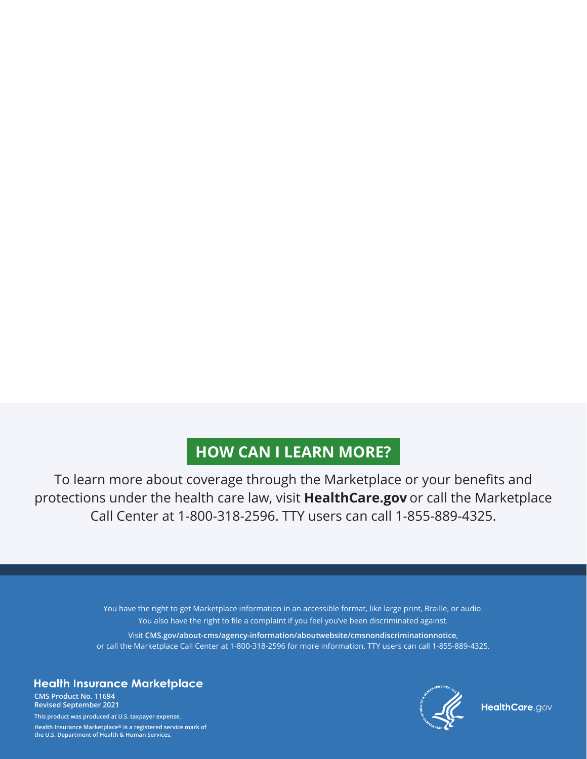## HOW CAN I LEARN MORE?

To learn more about coverage through the Marketplace or your benefits and protections under the health care law, visit **HealthCare.gov** or call the Marketplace Call Center at 1-800-318-2596. TTY users can call 1-855-889-4325.

You have the right to get Marketplace information in an accessible format, like large print, Braille, or audio. You also have the right to file a complaint if you feel you've been discriminated against.

Visit **CMS.gov/about-cms/agency-information/aboutwebsite/cmsnondiscriminationnotice**, or call the Marketplace Call Center at 1-800-318-2596 for more information. TTY users can call 1-855-889-4325.

**Health Insurance Marketplace**

**CMS Product No. 11694**
**Revised September 2021**

**This product was produced at U.S. taxpayer expense.**

**Health Insurance Marketplace® is a registered service mark of the U.S. Department of Health & Human Services.**

HealthCare.gov